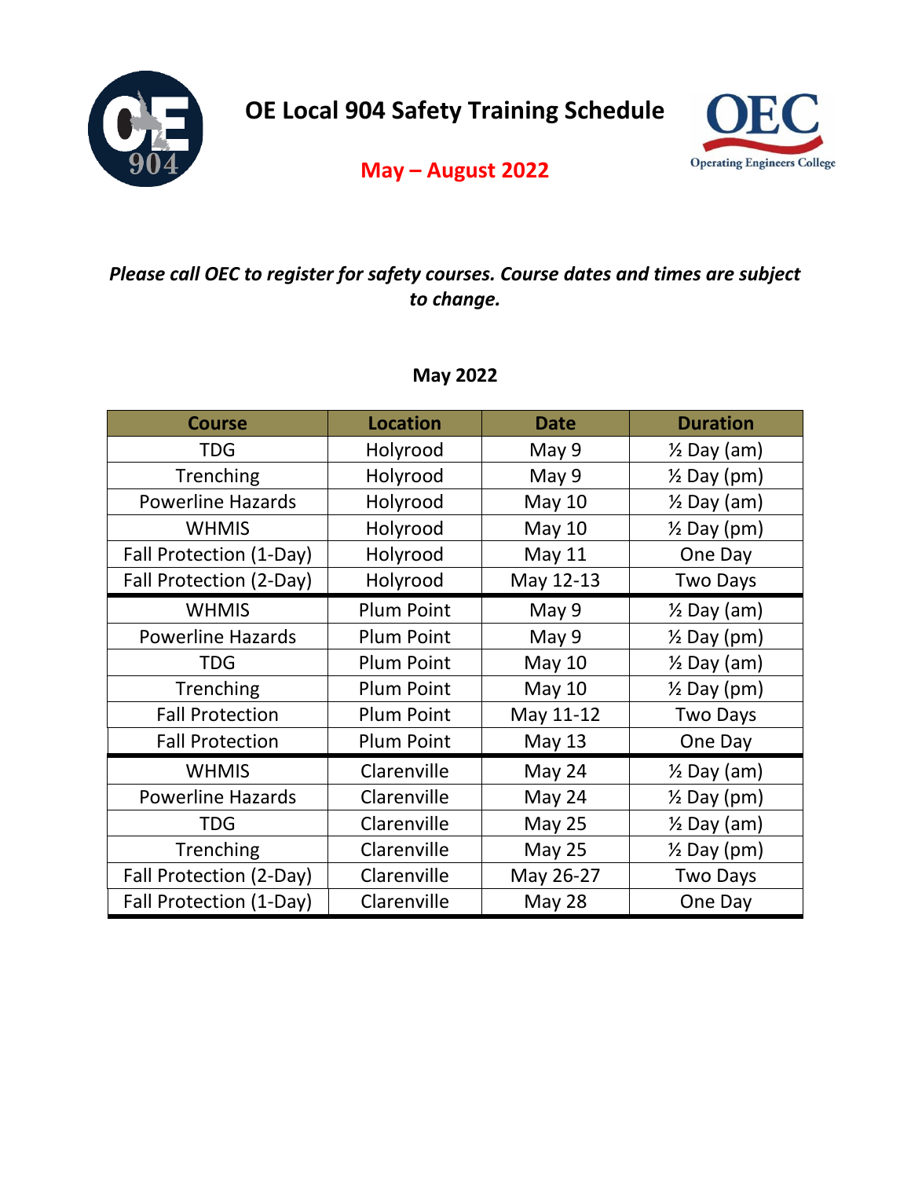# OE Local 904 Safety Training Schedule

## May – August 2022

***Please call OEC to register for safety courses. Course dates and times are subject to change.***

### May 2022

| Course | Location | Date | Duration |
|---|---|---|---|
| TDG | Holyrood | May 9 | ½ Day (am) |
| Trenching | Holyrood | May 9 | ½ Day (pm) |
| Powerline Hazards | Holyrood | May 10 | ½ Day (am) |
| WHMIS | Holyrood | May 10 | ½ Day (pm) |
| Fall Protection (1-Day) | Holyrood | May 11 | One Day |
| Fall Protection (2-Day) | Holyrood | May 12-13 | Two Days |
| WHMIS | Plum Point | May 9 | ½ Day (am) |
| Powerline Hazards | Plum Point | May 9 | ½ Day (pm) |
| TDG | Plum Point | May 10 | ½ Day (am) |
| Trenching | Plum Point | May 10 | ½ Day (pm) |
| Fall Protection | Plum Point | May 11-12 | Two Days |
| Fall Protection | Plum Point | May 13 | One Day |
| WHMIS | Clarenville | May 24 | ½ Day (am) |
| Powerline Hazards | Clarenville | May 24 | ½ Day (pm) |
| TDG | Clarenville | May 25 | ½ Day (am) |
| Trenching | Clarenville | May 25 | ½ Day (pm) |
| Fall Protection (2-Day) | Clarenville | May 26-27 | Two Days |
| Fall Protection (1-Day) | Clarenville | May 28 | One Day |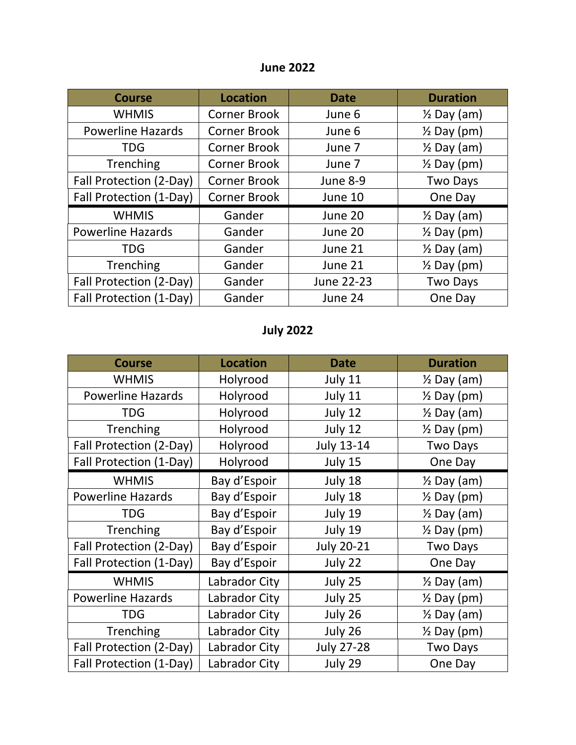## June 2022

| Course | Location | Date | Duration |
|---|---|---|---|
| WHMIS | Corner Brook | June 6 | ½ Day (am) |
| Powerline Hazards | Corner Brook | June 6 | ½ Day (pm) |
| TDG | Corner Brook | June 7 | ½ Day (am) |
| Trenching | Corner Brook | June 7 | ½ Day (pm) |
| Fall Protection (2-Day) | Corner Brook | June 8-9 | Two Days |
| Fall Protection (1-Day) | Corner Brook | June 10 | One Day |
| WHMIS | Gander | June 20 | ½ Day (am) |
| Powerline Hazards | Gander | June 20 | ½ Day (pm) |
| TDG | Gander | June 21 | ½ Day (am) |
| Trenching | Gander | June 21 | ½ Day (pm) |
| Fall Protection (2-Day) | Gander | June 22-23 | Two Days |
| Fall Protection (1-Day) | Gander | June 24 | One Day |

## July 2022

| Course | Location | Date | Duration |
|---|---|---|---|
| WHMIS | Holyrood | July 11 | ½ Day (am) |
| Powerline Hazards | Holyrood | July 11 | ½ Day (pm) |
| TDG | Holyrood | July 12 | ½ Day (am) |
| Trenching | Holyrood | July 12 | ½ Day (pm) |
| Fall Protection (2-Day) | Holyrood | July 13-14 | Two Days |
| Fall Protection (1-Day) | Holyrood | July 15 | One Day |
| WHMIS | Bay d'Espoir | July 18 | ½ Day (am) |
| Powerline Hazards | Bay d'Espoir | July 18 | ½ Day (pm) |
| TDG | Bay d'Espoir | July 19 | ½ Day (am) |
| Trenching | Bay d'Espoir | July 19 | ½ Day (pm) |
| Fall Protection (2-Day) | Bay d'Espoir | July 20-21 | Two Days |
| Fall Protection (1-Day) | Bay d'Espoir | July 22 | One Day |
| WHMIS | Labrador City | July 25 | ½ Day (am) |
| Powerline Hazards | Labrador City | July 25 | ½ Day (pm) |
| TDG | Labrador City | July 26 | ½ Day (am) |
| Trenching | Labrador City | July 26 | ½ Day (pm) |
| Fall Protection (2-Day) | Labrador City | July 27-28 | Two Days |
| Fall Protection (1-Day) | Labrador City | July 29 | One Day |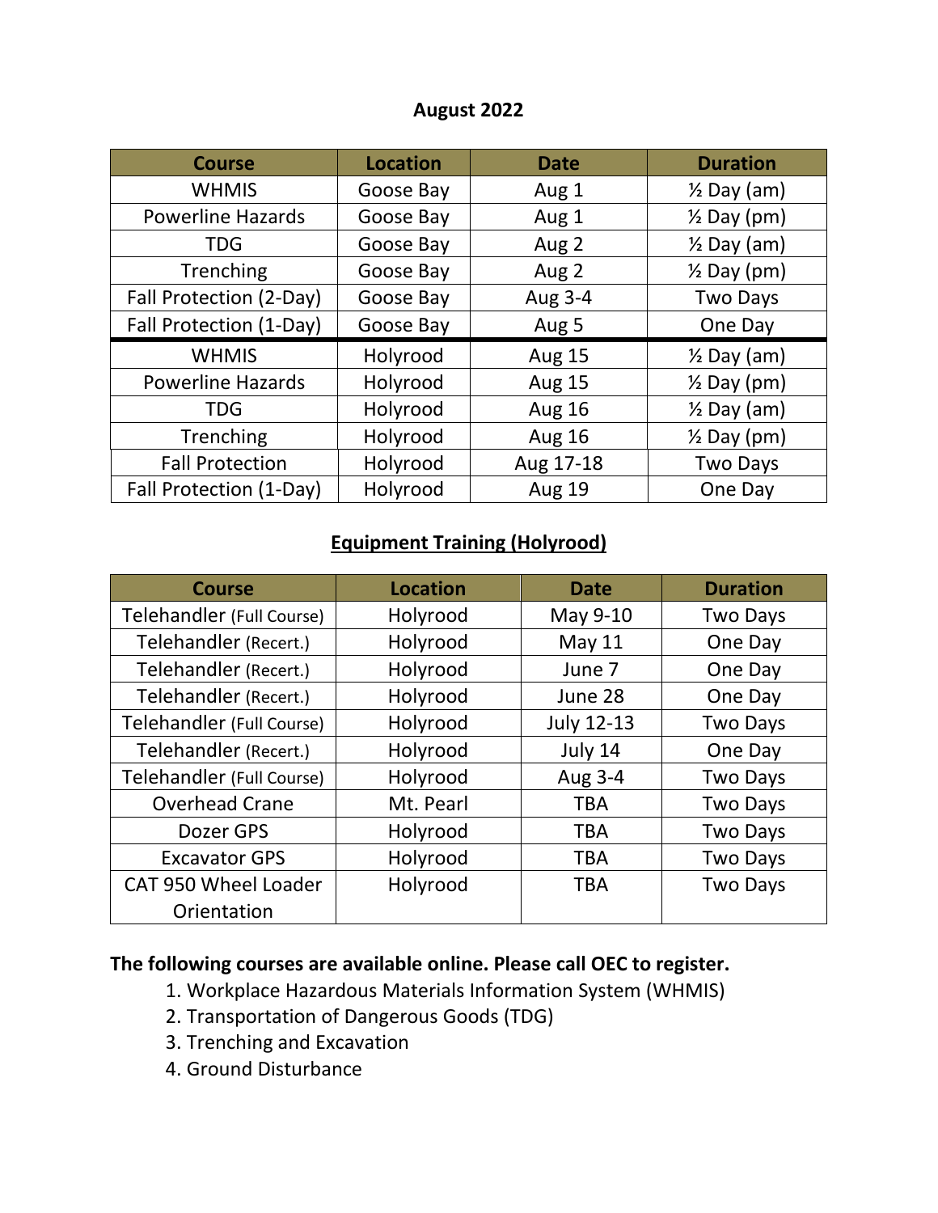## August 2022

| Course | Location | Date | Duration |
|---|---|---|---|
| WHMIS | Goose Bay | Aug 1 | ½ Day (am) |
| Powerline Hazards | Goose Bay | Aug 1 | ½ Day (pm) |
| TDG | Goose Bay | Aug 2 | ½ Day (am) |
| Trenching | Goose Bay | Aug 2 | ½ Day (pm) |
| Fall Protection (2-Day) | Goose Bay | Aug 3-4 | Two Days |
| Fall Protection (1-Day) | Goose Bay | Aug 5 | One Day |
| WHMIS | Holyrood | Aug 15 | ½ Day (am) |
| Powerline Hazards | Holyrood | Aug 15 | ½ Day (pm) |
| TDG | Holyrood | Aug 16 | ½ Day (am) |
| Trenching | Holyrood | Aug 16 | ½ Day (pm) |
| Fall Protection | Holyrood | Aug 17-18 | Two Days |
| Fall Protection (1-Day) | Holyrood | Aug 19 | One Day |

## Equipment Training (Holyrood)

| Course | Location | Date | Duration |
|---|---|---|---|
| Telehandler (Full Course) | Holyrood | May 9-10 | Two Days |
| Telehandler (Recert.) | Holyrood | May 11 | One Day |
| Telehandler (Recert.) | Holyrood | June 7 | One Day |
| Telehandler (Recert.) | Holyrood | June 28 | One Day |
| Telehandler (Full Course) | Holyrood | July 12-13 | Two Days |
| Telehandler (Recert.) | Holyrood | July 14 | One Day |
| Telehandler (Full Course) | Holyrood | Aug 3-4 | Two Days |
| Overhead Crane | Mt. Pearl | TBA | Two Days |
| Dozer GPS | Holyrood | TBA | Two Days |
| Excavator GPS | Holyrood | TBA | Two Days |
| CAT 950 Wheel Loader Orientation | Holyrood | TBA | Two Days |

**The following courses are available online. Please call OEC to register.**

1. Workplace Hazardous Materials Information System (WHMIS)
2. Transportation of Dangerous Goods (TDG)
3. Trenching and Excavation
4. Ground Disturbance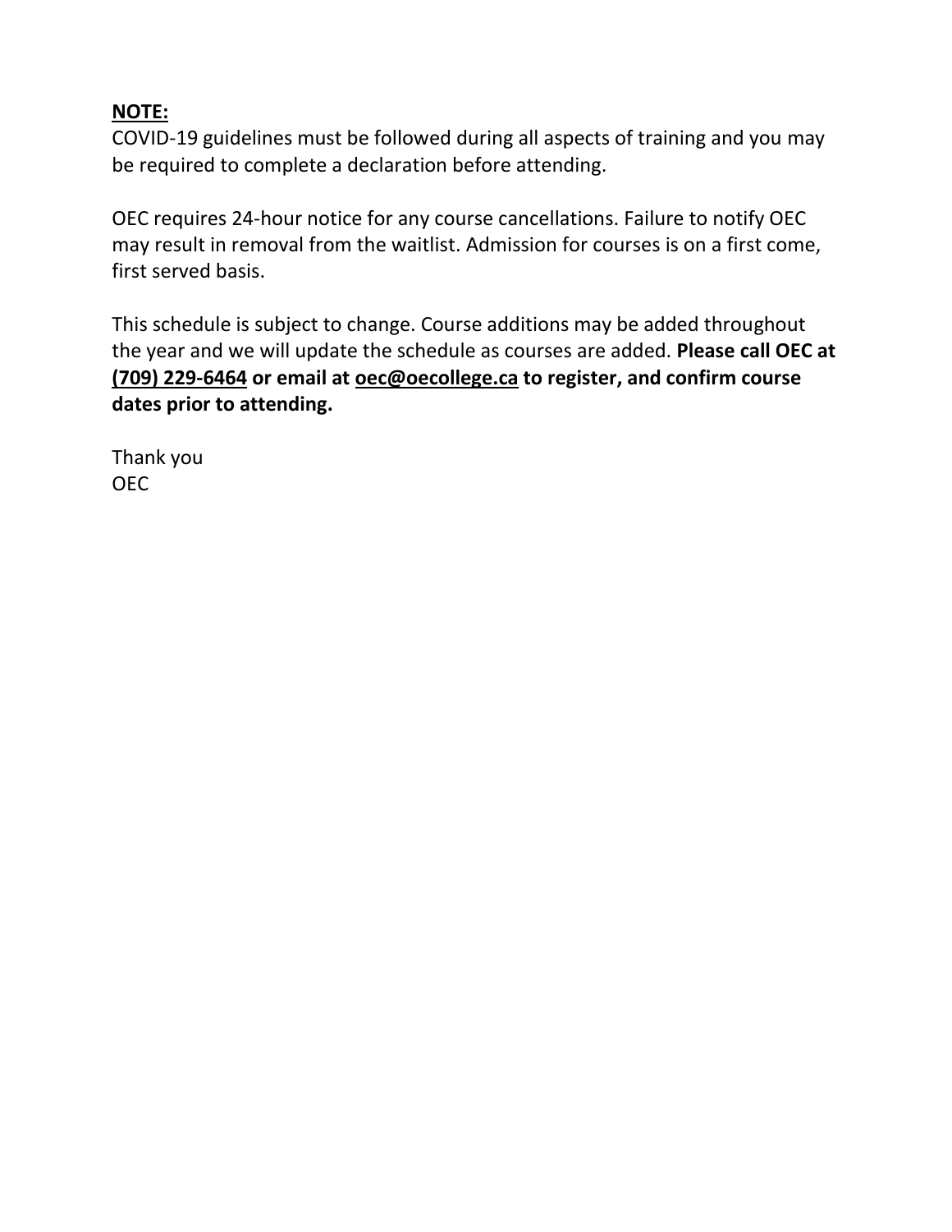**NOTE:**

COVID-19 guidelines must be followed during all aspects of training and you may be required to complete a declaration before attending.

OEC requires 24-hour notice for any course cancellations. Failure to notify OEC may result in removal from the waitlist. Admission for courses is on a first come, first served basis.

This schedule is subject to change. Course additions may be added throughout the year and we will update the schedule as courses are added. **Please call OEC at (709) 229-6464 or email at oec@oecollege.ca to register, and confirm course dates prior to attending.**

Thank you
OEC